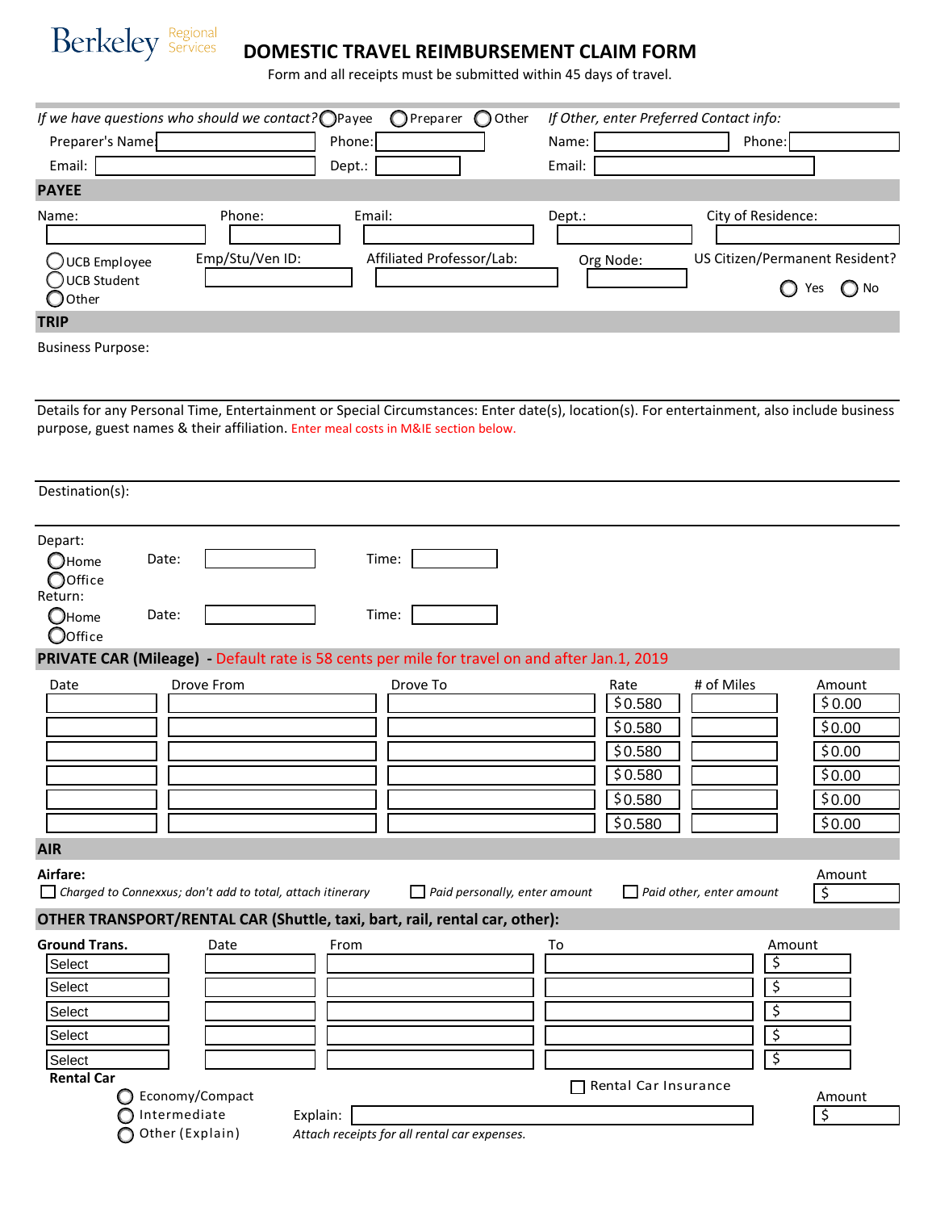Berkeley Regional Services

# DOMESTIC TRAVEL REIMBURSEMENT CLAIM FORM

Form and all receipts must be submitted within 45 days of travel.

*If we have questions who should we contact?* ◯ Payee ◯ Preparer ◯ Other *If Other, enter Preferred Contact info:*

Preparer's Name: ______ Phone: ______ Name: ______ Phone: ______

Email: ______ Dept.: ______ Email: ______

## PAYEE

Name: ______ Phone: ______ Email: ______ Dept.: ______ City of Residence: ______

◯ UCB Employee
◯ UCB Student
◯ Other

Emp/Stu/Ven ID: ______ Affiliated Professor/Lab: ______ Org Node: ______ US Citizen/Permanent Resident? ◯ Yes ◯ No

## TRIP

Business Purpose:

Details for any Personal Time, Entertainment or Special Circumstances: Enter date(s), location(s). For entertainment, also include business purpose, guest names & their affiliation. Enter meal costs in M&IE section below.

Destination(s):

Depart:
◯ Home
◯ Office
Date: ______ Time: ______

Return:
◯ Home
◯ Office
Date: ______ Time: ______

## PRIVATE CAR (Mileage) - Default rate is 58 cents per mile for travel on and after Jan.1, 2019

| Date | Drove From | Drove To | Rate | # of Miles | Amount |
|---|---|---|---|---|---|
| | | | $0.580 | | $0.00 |
| | | | $0.580 | | $0.00 |
| | | | $0.580 | | $0.00 |
| | | | $0.580 | | $0.00 |
| | | | $0.580 | | $0.00 |
| | | | $0.580 | | $0.00 |

## AIR

**Airfare:**

☐ *Charged to Connexxus; don't add to total, attach itinerary* ☐ *Paid personally, enter amount* ☐ *Paid other, enter amount*

Amount: $

## OTHER TRANSPORT/RENTAL CAR (Shuttle, taxi, bart, rail, rental car, other):

| Ground Trans. | Date | From | To | Amount |
|---|---|---|---|---|
| Select | | | | $ |
| Select | | | | $ |
| Select | | | | $ |
| Select | | | | $ |
| Select | | | | $ |

**Rental Car**

◯ Economy/Compact
◯ Intermediate
◯ Other (Explain)

☐ Rental Car Insurance

Explain: ______

*Attach receipts for all rental car expenses.*

Amount: $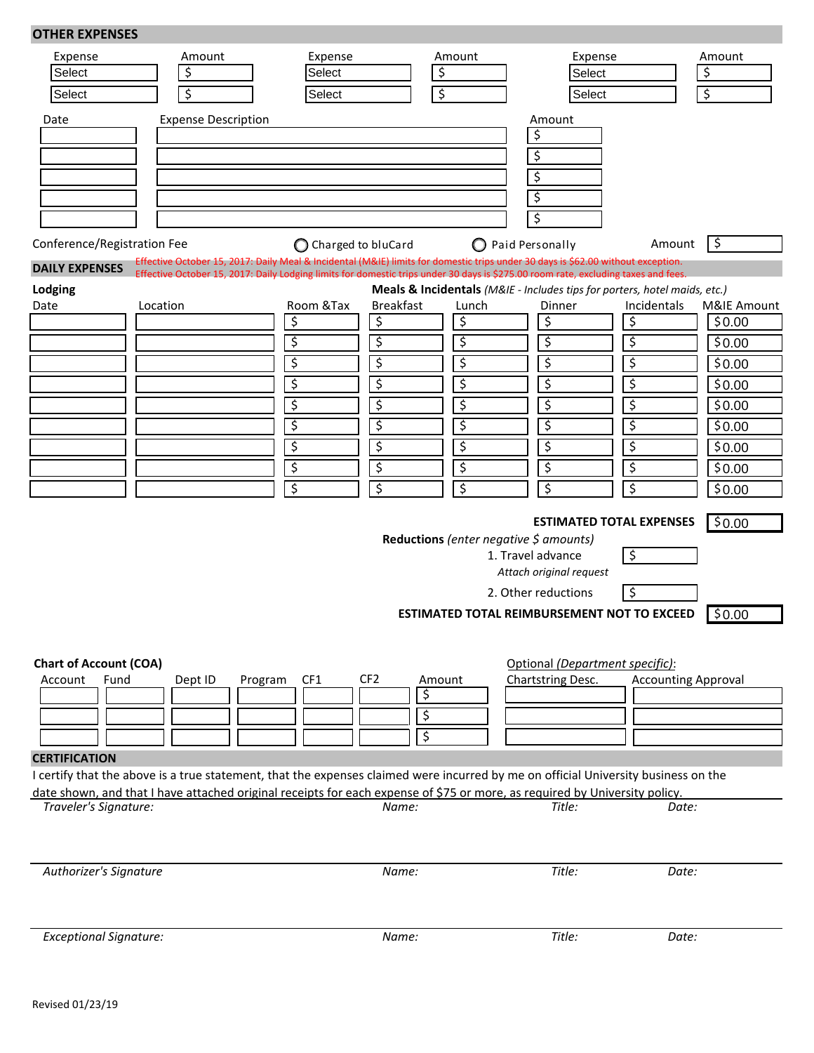## OTHER EXPENSES

| Expense | Amount | Expense | Amount | Expense | Amount |
|---|---|---|---|---|---|
| Select | $ | Select | $ | Select | $ |
| Select | $ | Select | $ | Select | $ |

| Date | Expense Description | Amount |
|---|---|---|
| | | $ |
| | | $ |
| | | $ |
| | | $ |
| | | $ |

Conference/Registration Fee ◯ Charged to bluCard ◯ Paid Personally Amount $

## DAILY EXPENSES

Effective October 15, 2017: Daily Meal & Incidental (M&IE) limits for domestic trips under 30 days is $62.00 without exception.
Effective October 15, 2017: Daily Lodging limits for domestic trips under 30 days is $275.00 room rate, excluding taxes and fees.

**Lodging** **Meals & Incidentals** *(M&IE - Includes tips for porters, hotel maids, etc.)*

| Date | Location | Room &Tax | Breakfast | Lunch | Dinner | Incidentals | M&IE Amount |
|---|---|---|---|---|---|---|---|
| | | $ | $ | $ | $ | $ | $0.00 |
| | | $ | $ | $ | $ | $ | $0.00 |
| | | $ | $ | $ | $ | $ | $0.00 |
| | | $ | $ | $ | $ | $ | $0.00 |
| | | $ | $ | $ | $ | $ | $0.00 |
| | | $ | $ | $ | $ | $ | $0.00 |
| | | $ | $ | $ | $ | $ | $0.00 |
| | | $ | $ | $ | $ | $ | $0.00 |
| | | $ | $ | $ | $ | $ | $0.00 |

**ESTIMATED TOTAL EXPENSES** $0.00

**Reductions** *(enter negative $ amounts)*

1. Travel advance $
   *Attach original request*
2. Other reductions $

**ESTIMATED TOTAL REIMBURSEMENT NOT TO EXCEED** $0.00

**Chart of Account (COA)** Optional *(Department specific)*:

| Account | Fund | Dept ID | Program | CF1 | CF2 | Amount | Chartstring Desc. | Accounting Approval |
|---|---|---|---|---|---|---|---|---|
| | | | | | | $ | | |
| | | | | | | $ | | |
| | | | | | | $ | | |

## CERTIFICATION

I certify that the above is a true statement, that the expenses claimed were incurred by me on official University business on the date shown, and that I have attached original receipts for each expense of $75 or more, as required by University policy.

*Traveler's Signature:* *Name:* *Title:* *Date:*

*Authorizer's Signature* *Name:* *Title:* *Date:*

*Exceptional Signature:* *Name:* *Title:* *Date:*

Revised 01/23/19